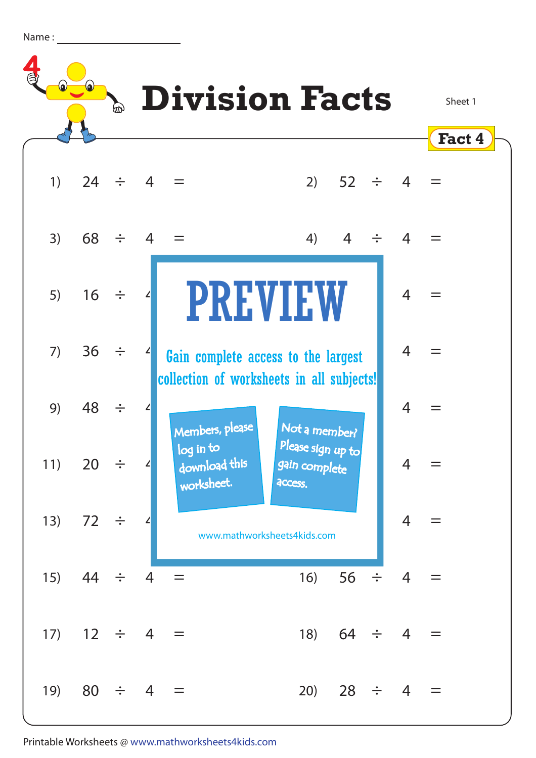Name : ____________________

# Division Facts

Sheet 1

**Fact 4**

1) 24 ÷ 4 =

2) 52 ÷ 4 =

3) 68 ÷ 4 =

4) 4 ÷ 4 =

5) 16 ÷ 4

6) 4 =

7) 36 ÷ 4

8) 4 =

9) 48 ÷ 4

10) 4 =

11) 20 ÷ 4

12) 4 =

13) 72 ÷ 4

14) 4 =

15) 44 ÷ 4 =

16) 56 ÷ 4 =

17) 12 ÷ 4 =

18) 64 ÷ 4 =

19) 80 ÷ 4 =

20) 28 ÷ 4 =

**PREVIEW**

Gain complete access to the largest collection of worksheets in all subjects!

Members, please log in to download this worksheet.

Not a member? Please sign up to gain complete access.

www.mathworksheets4kids.com

Printable Worksheets @ www.mathworksheets4kids.com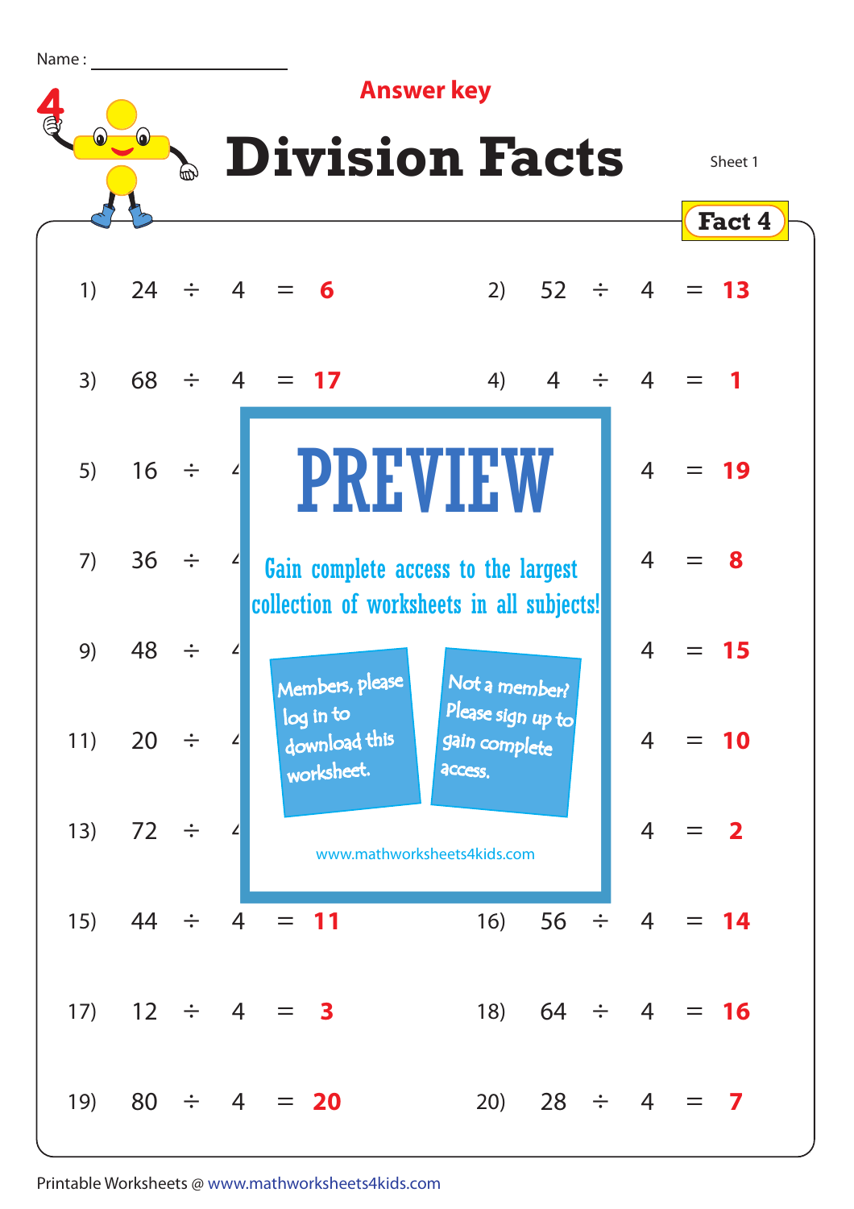Name : ____________________

**Answer key**

# Division Facts

Sheet 1

**Fact 4**

1) $24 \div 4 = 6$

2) $52 \div 4 = 13$

3) $68 \div 4 = 17$

4) $4 \div 4 = 1$

5) $16 \div 4$

4 = 19

7) $36 \div 4$

4 = 8

9) $48 \div 4$

4 = 15

11) $20 \div 4$

4 = 10

13) $72 \div 4$

4 = 2

PREVIEW

Gain complete access to the largest collection of worksheets in all subjects!

Members, please log in to download this worksheet.

Not a member? Please sign up to gain complete access.

www.mathworksheets4kids.com

15) $44 \div 4 = 11$

16) $56 \div 4 = 14$

17) $12 \div 4 = 3$

18) $64 \div 4 = 16$

19) $80 \div 4 = 20$

20) $28 \div 4 = 7$

Printable Worksheets @ www.mathworksheets4kids.com